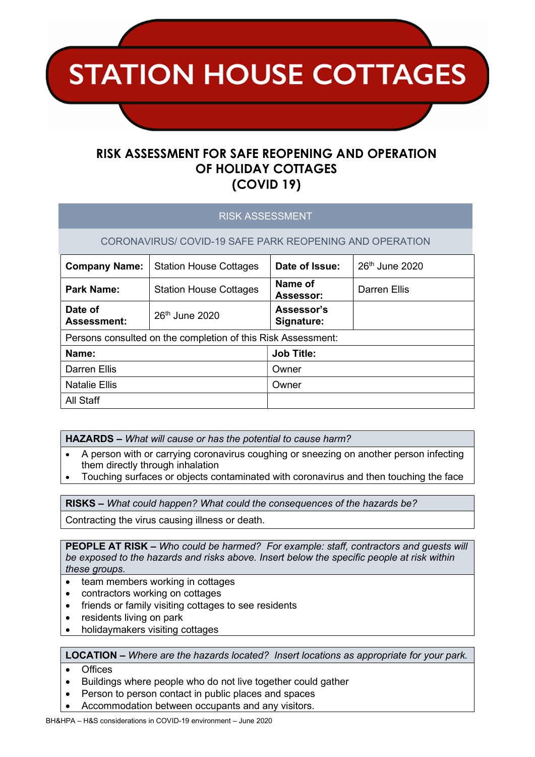# STATION HOUSE COTTAGES

## RISK ASSESSMENT FOR SAFE REOPENING AND OPERATION OF HOLIDAY COTTAGES (COVID 19)

RISK ASSESSMENT

CORONAVIRUS/ COVID-19 SAFE PARK REOPENING AND OPERATION

| **Company Name:** | Station House Cottages | **Date of Issue:** | 26th June 2020 |
|---|---|---|---|
| **Park Name:** | Station House Cottages | **Name of Assessor:** | Darren Ellis |
| **Date of Assessment:** | 26th June 2020 | **Assessor's Signature:** | |

Persons consulted on the completion of this Risk Assessment:

| **Name:** | **Job Title:** |
|---|---|
| Darren Ellis | Owner |
| Natalie Ellis | Owner |
| All Staff | |

**HAZARDS –** *What will cause or has the potential to cause harm?*

- A person with or carrying coronavirus coughing or sneezing on another person infecting them directly through inhalation
- Touching surfaces or objects contaminated with coronavirus and then touching the face

**RISKS –** *What could happen? What could the consequences of the hazards be?*

Contracting the virus causing illness or death.

**PEOPLE AT RISK –** *Who could be harmed? For example: staff, contractors and guests will be exposed to the hazards and risks above. Insert below the specific people at risk within these groups.*

- team members working in cottages
- contractors working on cottages
- friends or family visiting cottages to see residents
- residents living on park
- holidaymakers visiting cottages

**LOCATION –** *Where are the hazards located? Insert locations as appropriate for your park.*

- Offices
- Buildings where people who do not live together could gather
- Person to person contact in public places and spaces
- Accommodation between occupants and any visitors.

BH&HPA – H&S considerations in COVID-19 environment – June 2020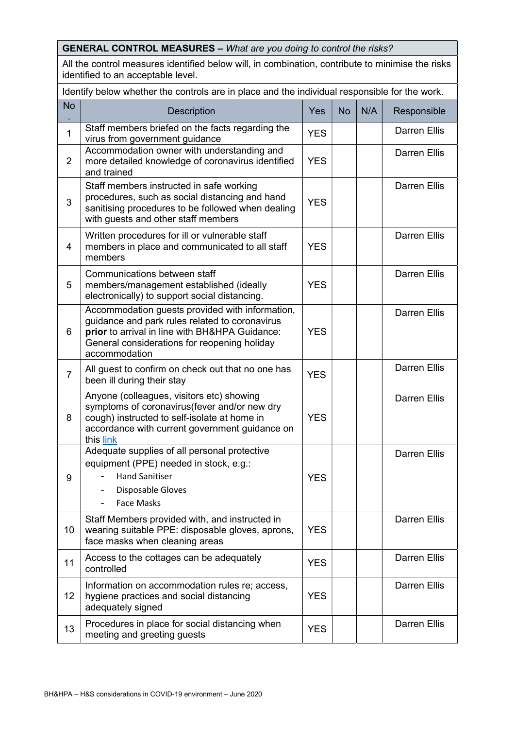| **GENERAL CONTROL MEASURES –** *What are you doing to control the risks?* | | | | | |
|---|---|---|---|---|---|
| All the control measures identified below will, in combination, contribute to minimise the risks identified to an acceptable level. | | | | | |
| Identify below whether the controls are in place and the individual responsible for the work. | | | | | |
| No. | Description | Yes | No | N/A | Responsible |
| 1 | Staff members briefed on the facts regarding the virus from government guidance | YES | | | Darren Ellis |
| 2 | Accommodation owner with understanding and more detailed knowledge of coronavirus identified and trained | YES | | | Darren Ellis |
| 3 | Staff members instructed in safe working procedures, such as social distancing and hand sanitising procedures to be followed when dealing with guests and other staff members | YES | | | Darren Ellis |
| 4 | Written procedures for ill or vulnerable staff members in place and communicated to all staff members | YES | | | Darren Ellis |
| 5 | Communications between staff members/management established (ideally electronically) to support social distancing. | YES | | | Darren Ellis |
| 6 | Accommodation guests provided with information, guidance and park rules related to coronavirus **prior** to arrival in line with BH&HPA Guidance: General considerations for reopening holiday accommodation | YES | | | Darren Ellis |
| 7 | All guest to confirm on check out that no one has been ill during their stay | YES | | | Darren Ellis |
| 8 | Anyone (colleagues, visitors etc) showing symptoms of coronavirus(fever and/or new dry cough) instructed to self-isolate at home in accordance with current government guidance on this link | YES | | | Darren Ellis |
| 9 | Adequate supplies of all personal protective equipment (PPE) needed in stock, e.g.: - Hand Sanitiser - Disposable Gloves - Face Masks | YES | | | Darren Ellis |
| 10 | Staff Members provided with, and instructed in wearing suitable PPE: disposable gloves, aprons, face masks when cleaning areas | YES | | | Darren Ellis |
| 11 | Access to the cottages can be adequately controlled | YES | | | Darren Ellis |
| 12 | Information on accommodation rules re; access, hygiene practices and social distancing adequately signed | YES | | | Darren Ellis |
| 13 | Procedures in place for social distancing when meeting and greeting guests | YES | | | Darren Ellis |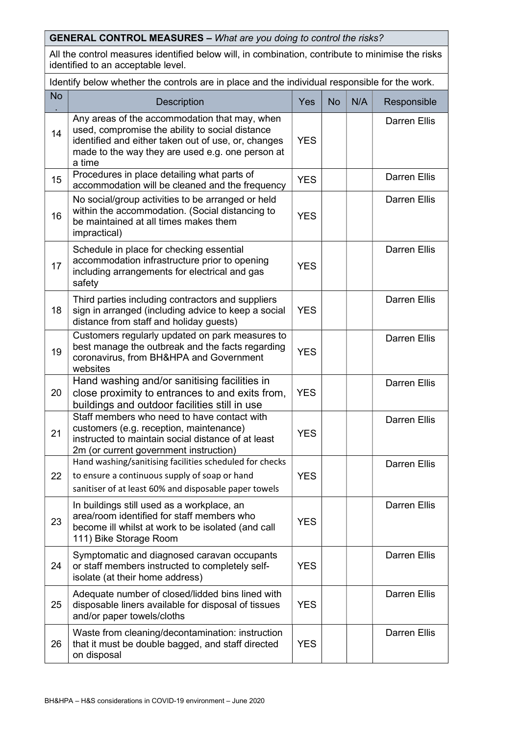**GENERAL CONTROL MEASURES –** *What are you doing to control the risks?*

All the control measures identified below will, in combination, contribute to minimise the risks identified to an acceptable level.

Identify below whether the controls are in place and the individual responsible for the work.

| No. | Description | Yes | No | N/A | Responsible |
|---|---|---|---|---|---|
| 14 | Any areas of the accommodation that may, when used, compromise the ability to social distance identified and either taken out of use, or, changes made to the way they are used e.g. one person at a time | YES | | | Darren Ellis |
| 15 | Procedures in place detailing what parts of accommodation will be cleaned and the frequency | YES | | | Darren Ellis |
| 16 | No social/group activities to be arranged or held within the accommodation. (Social distancing to be maintained at all times makes them impractical) | YES | | | Darren Ellis |
| 17 | Schedule in place for checking essential accommodation infrastructure prior to opening including arrangements for electrical and gas safety | YES | | | Darren Ellis |
| 18 | Third parties including contractors and suppliers sign in arranged (including advice to keep a social distance from staff and holiday guests) | YES | | | Darren Ellis |
| 19 | Customers regularly updated on park measures to best manage the outbreak and the facts regarding coronavirus, from BH&HPA and Government websites | YES | | | Darren Ellis |
| 20 | Hand washing and/or sanitising facilities in close proximity to entrances to and exits from, buildings and outdoor facilities still in use | YES | | | Darren Ellis |
| 21 | Staff members who need to have contact with customers (e.g. reception, maintenance) instructed to maintain social distance of at least 2m (or current government instruction) | YES | | | Darren Ellis |
| 22 | Hand washing/sanitising facilities scheduled for checks to ensure a continuous supply of soap or hand sanitiser of at least 60% and disposable paper towels | YES | | | Darren Ellis |
| 23 | In buildings still used as a workplace, an area/room identified for staff members who become ill whilst at work to be isolated (and call 111) Bike Storage Room | YES | | | Darren Ellis |
| 24 | Symptomatic and diagnosed caravan occupants or staff members instructed to completely self-isolate (at their home address) | YES | | | Darren Ellis |
| 25 | Adequate number of closed/lidded bins lined with disposable liners available for disposal of tissues and/or paper towels/cloths | YES | | | Darren Ellis |
| 26 | Waste from cleaning/decontamination: instruction that it must be double bagged, and staff directed on disposal | YES | | | Darren Ellis |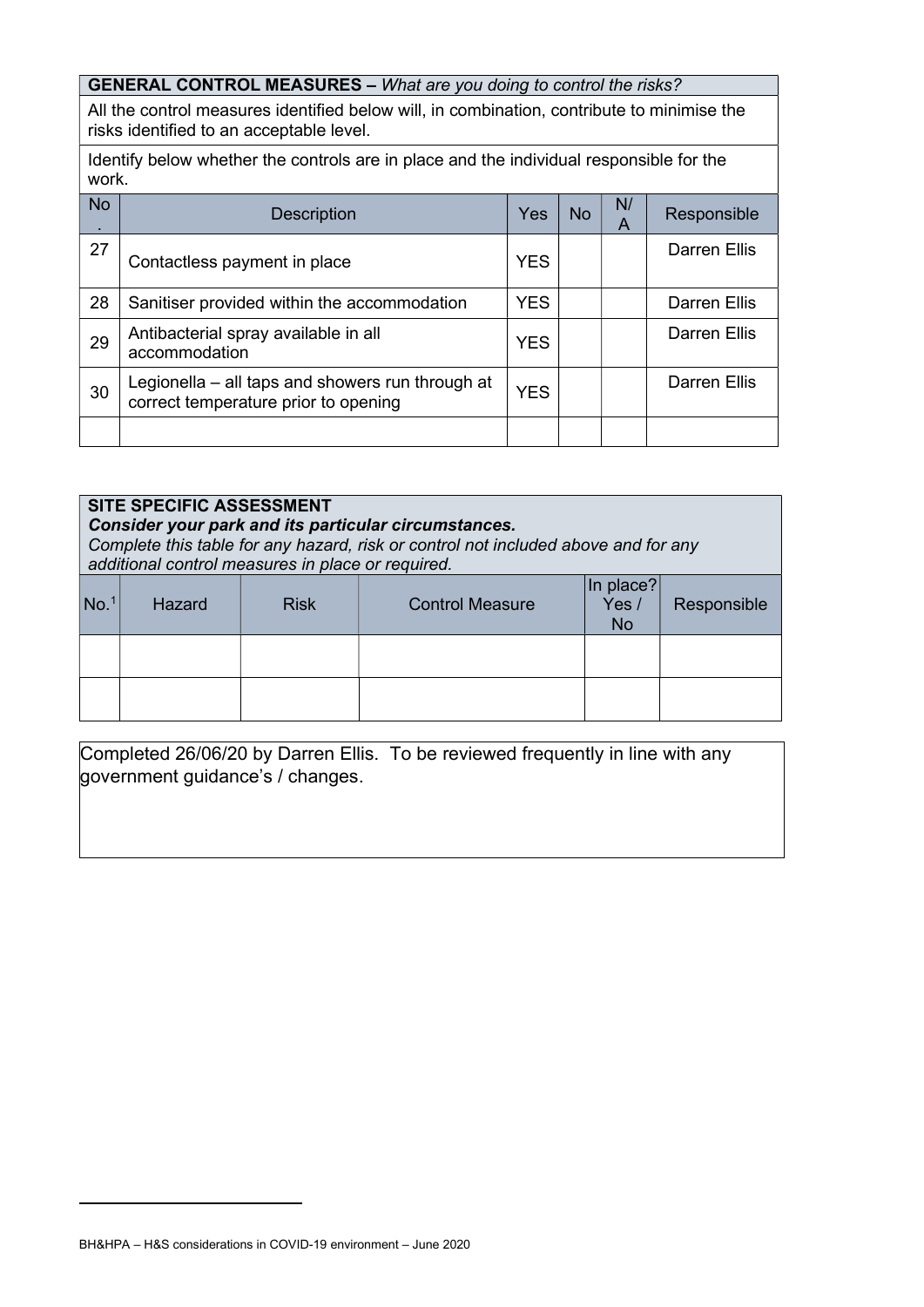**GENERAL CONTROL MEASURES –** *What are you doing to control the risks?*

All the control measures identified below will, in combination, contribute to minimise the risks identified to an acceptable level.

Identify below whether the controls are in place and the individual responsible for the work.

| No. | Description | Yes | No | N/A | Responsible |
|---|---|---|---|---|---|
| 27 | Contactless payment in place | YES | | | Darren Ellis |
| 28 | Sanitiser provided within the accommodation | YES | | | Darren Ellis |
| 29 | Antibacterial spray available in all accommodation | YES | | | Darren Ellis |
| 30 | Legionella – all taps and showers run through at correct temperature prior to opening | YES | | | Darren Ellis |
| | | | | | |

**SITE SPECIFIC ASSESSMENT**
***Consider your park and its particular circumstances.***
*Complete this table for any hazard, risk or control not included above and for any additional control measures in place or required.*

| No.[1] | Hazard | Risk | Control Measure | In place? Yes / No | Responsible |
|---|---|---|---|---|---|
| | | | | | |
| | | | | | |

Completed 26/06/20 by Darren Ellis. To be reviewed frequently in line with any government guidance's / changes.